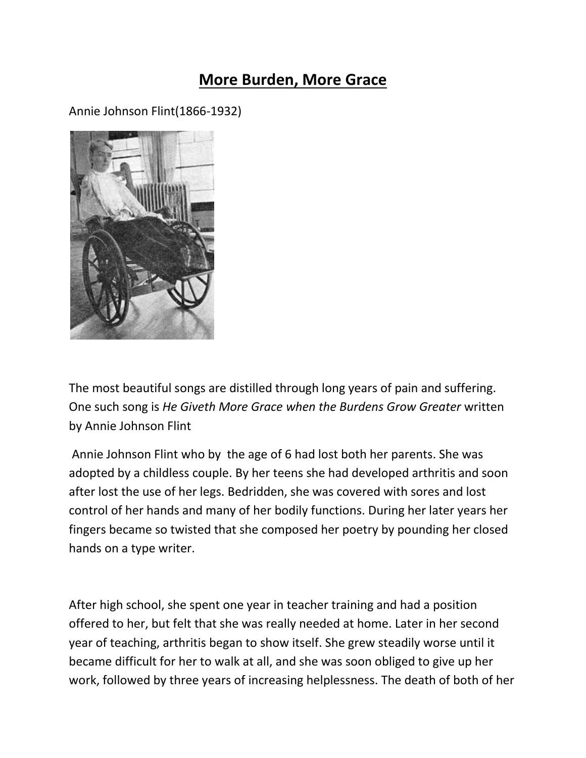# More Burden, More Grace

Annie Johnson Flint(1866-1932)

The most beautiful songs are distilled through long years of pain and suffering. One such song is *He Giveth More Grace when the Burdens Grow Greater* written by Annie Johnson Flint

Annie Johnson Flint who by the age of 6 had lost both her parents. She was adopted by a childless couple. By her teens she had developed arthritis and soon after lost the use of her legs. Bedridden, she was covered with sores and lost control of her hands and many of her bodily functions. During her later years her fingers became so twisted that she composed her poetry by pounding her closed hands on a type writer.

After high school, she spent one year in teacher training and had a position offered to her, but felt that she was really needed at home. Later in her second year of teaching, arthritis began to show itself. She grew steadily worse until it became difficult for her to walk at all, and she was soon obliged to give up her work, followed by three years of increasing helplessness. The death of both of her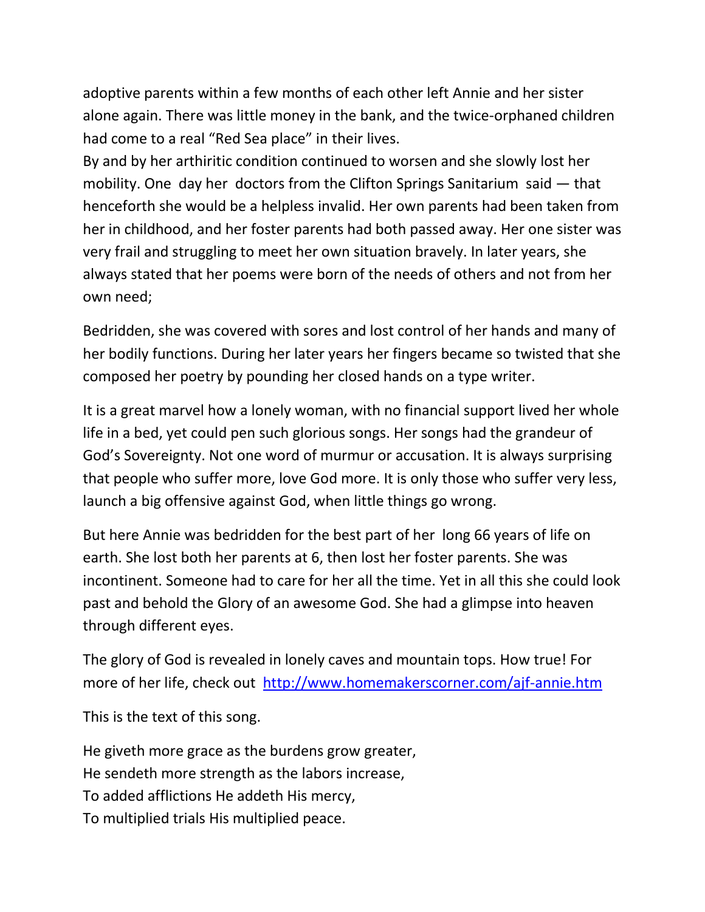adoptive parents within a few months of each other left Annie and her sister alone again. There was little money in the bank, and the twice-orphaned children had come to a real "Red Sea place" in their lives.
By and by her arthiritic condition continued to worsen and she slowly lost her mobility. One day her doctors from the Clifton Springs Sanitarium said — that henceforth she would be a helpless invalid. Her own parents had been taken from her in childhood, and her foster parents had both passed away. Her one sister was very frail and struggling to meet her own situation bravely. In later years, she always stated that her poems were born of the needs of others and not from her own need;

Bedridden, she was covered with sores and lost control of her hands and many of her bodily functions. During her later years her fingers became so twisted that she composed her poetry by pounding her closed hands on a type writer.

It is a great marvel how a lonely woman, with no financial support lived her whole life in a bed, yet could pen such glorious songs. Her songs had the grandeur of God's Sovereignty. Not one word of murmur or accusation. It is always surprising that people who suffer more, love God more. It is only those who suffer very less, launch a big offensive against God, when little things go wrong.

But here Annie was bedridden for the best part of her long 66 years of life on earth. She lost both her parents at 6, then lost her foster parents. She was incontinent. Someone had to care for her all the time. Yet in all this she could look past and behold the Glory of an awesome God. She had a glimpse into heaven through different eyes.

The glory of God is revealed in lonely caves and mountain tops. How true! For more of her life, check out [http://www.homemakerscorner.com/ajf-annie.htm](http://www.homemakerscorner.com/ajf-annie.htm)

This is the text of this song.

He giveth more grace as the burdens grow greater,
He sendeth more strength as the labors increase,
To added afflictions He addeth His mercy,
To multiplied trials His multiplied peace.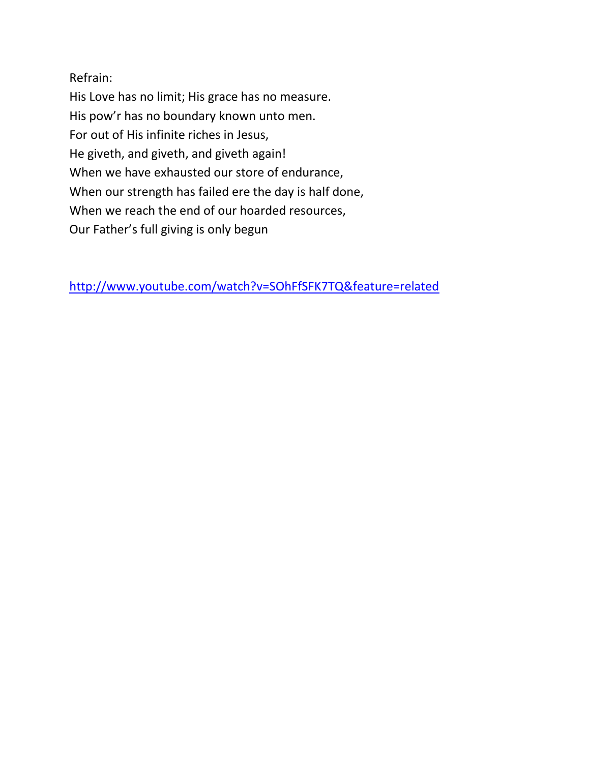Refrain:

His Love has no limit; His grace has no measure.
His pow'r has no boundary known unto men.
For out of His infinite riches in Jesus,
He giveth, and giveth, and giveth again!
When we have exhausted our store of endurance,
When our strength has failed ere the day is half done,
When we reach the end of our hoarded resources,
Our Father's full giving is only begun

http://www.youtube.com/watch?v=SOhFfSFK7TQ&feature=related